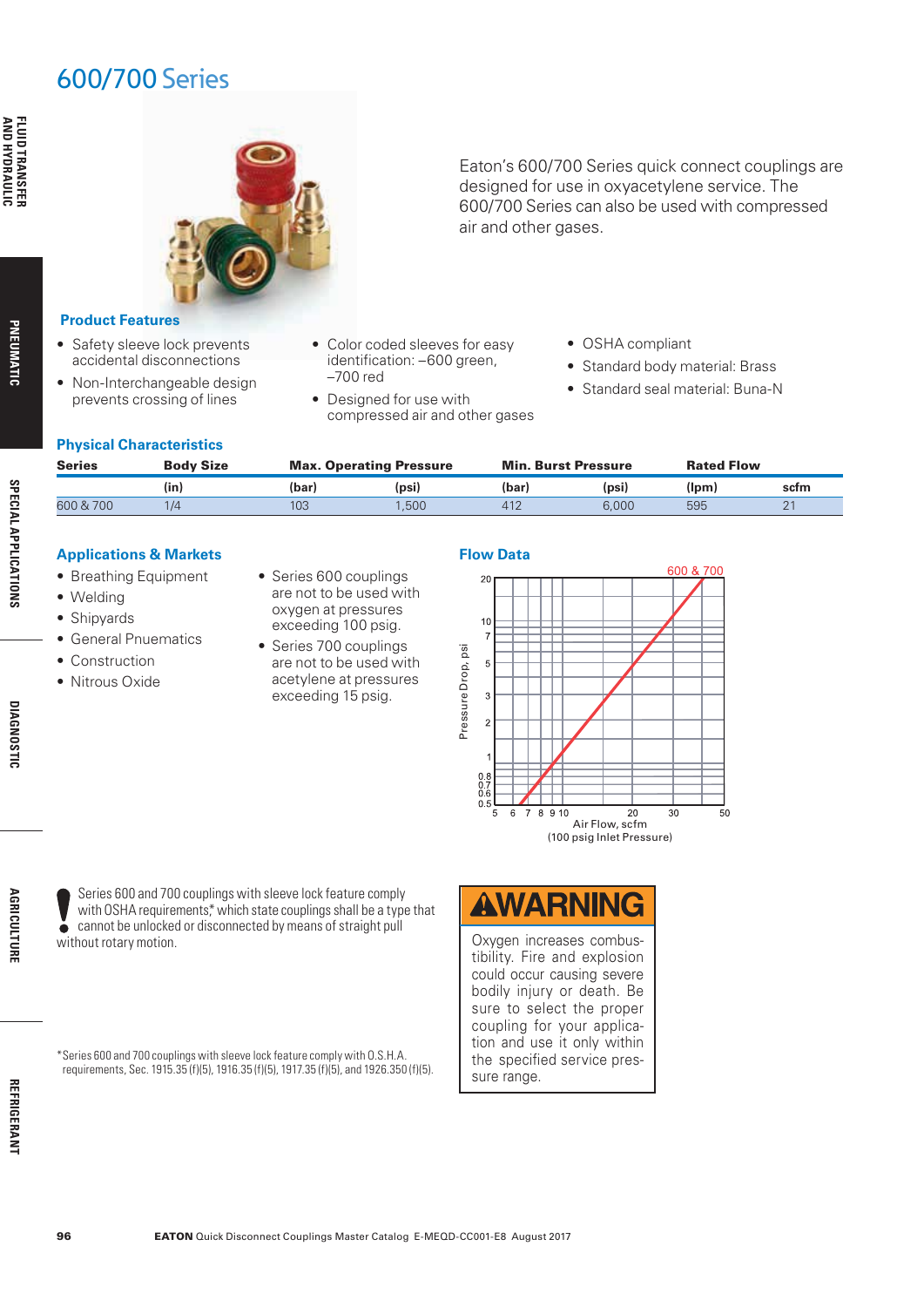# 600/700 Series

Eaton's 600/700 Series quick connect couplings are designed for use in oxyacetylene service. The 600/700 Series can also be used with compressed air and other gases.

### Product Features

- Safety sleeve lock prevents accidental disconnections
- Non-Interchangeable design prevents crossing of lines
- Color coded sleeves for easy identification: –600 green, –700 red
- Designed for use with compressed air and other gases
- OSHA compliant
- Standard body material: Brass
- Standard seal material: Buna-N

### Physical Characteristics

| Series | Body Size | Max. Operating Pressure | | Min. Burst Pressure | | Rated Flow | |
|---|---|---|---|---|---|---|---|
| | (in) | (bar) | (psi) | (bar) | (psi) | (lpm) | scfm |
| 600 & 700 | 1/4 | 103 | 1,500 | 412 | 6,000 | 595 | 21 |

### Applications & Markets

- Breathing Equipment
- Welding
- Shipyards
- General Pnuematics
- Construction
- Nitrous Oxide
- Series 600 couplings are not to be used with oxygen at pressures exceeding 100 psig.
- Series 700 couplings are not to be used with acetylene at pressures exceeding 15 psig.

### Flow Data

Pressure Drop, psi vs. Air Flow, scfm (100 psig Inlet Pressure) — 600 & 700

Series 600 and 700 couplings with sleeve lock feature comply with OSHA requirements* which state couplings shall be a type that cannot be unlocked or disconnected by means of straight pull without rotary motion.

**⚠WARNING**

Oxygen increases combustibility. Fire and explosion could occur causing severe bodily injury or death. Be sure to select the proper coupling for your application and use it only within the specified service pressure range.

*Series 600 and 700 couplings with sleeve lock feature comply with O.S.H.A. requirements, Sec. 1915.35 (f)(5), 1916.35 (f)(5), 1917.35 (f)(5), and 1926.350 (f)(5).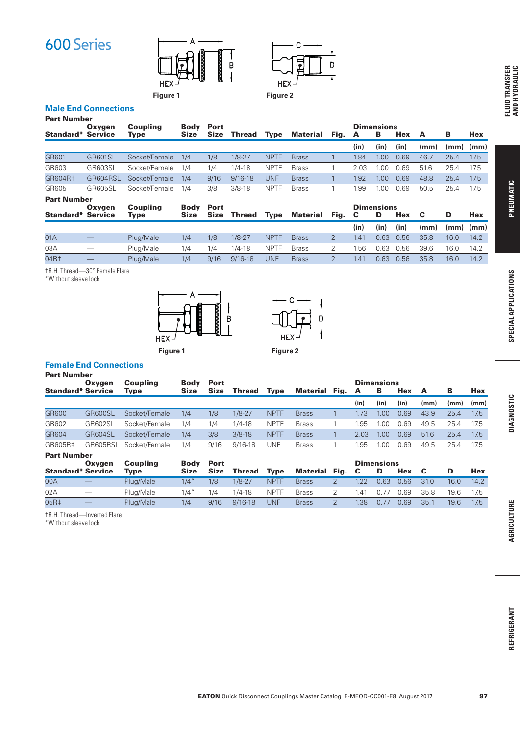# 600 Series

Figure 1

Figure 2

## Male End Connections

| Part Number | | Coupling Type | Body Size | Port Size | Thread | Type | Material | Fig. | Dimensions | | | | | |
|---|---|---|---|---|---|---|---|---|---|---|---|---|---|---|
| Standard* | Oxygen Service | | | | | | | | A | B | Hex | A | B | Hex |
| | | | | | | | | | (in) | (in) | (in) | (mm) | (mm) | (mm) |
| GR601 | GR601SL | Socket/Female | 1/4 | 1/8 | 1/8-27 | NPTF | Brass | 1 | 1.84 | 1.00 | 0.69 | 46.7 | 25.4 | 17.5 |
| GR603 | GR603SL | Socket/Female | 1/4 | 1/4 | 1/4-18 | NPTF | Brass | 1 | 2.03 | 1.00 | 0.69 | 51.6 | 25.4 | 17.5 |
| GR604R† | GR604RSL | Socket/Female | 1/4 | 9/16 | 9/16-18 | UNF | Brass | 1 | 1.92 | 1.00 | 0.69 | 48.8 | 25.4 | 17.5 |
| GR605 | GR605SL | Socket/Female | 1/4 | 3/8 | 3/8-18 | NPTF | Brass | 1 | 1.99 | 1.00 | 0.69 | 50.5 | 25.4 | 17.5 |

| Part Number | | Coupling Type | Body Size | Port Size | Thread | Type | Material | Fig. | Dimensions | | | | | |
|---|---|---|---|---|---|---|---|---|---|---|---|---|---|---|
| Standard* | Oxygen Service | | | | | | | | C | D | Hex | C | D | Hex |
| | | | | | | | | | (in) | (in) | (in) | (mm) | (mm) | (mm) |
| 01A | — | Plug/Male | 1/4 | 1/8 | 1/8-27 | NPTF | Brass | 2 | 1.41 | 0.63 | 0.56 | 35.8 | 16.0 | 14.2 |
| 03A | — | Plug/Male | 1/4 | 1/4 | 1/4-18 | NPTF | Brass | 2 | 1.56 | 0.63 | 0.56 | 39.6 | 16.0 | 14.2 |
| 04R† | — | Plug/Male | 1/4 | 9/16 | 9/16-18 | UNF | Brass | 2 | 1.41 | 0.63 | 0.56 | 35.8 | 16.0 | 14.2 |

†R.H. Thread—30° Female Flare
*Without sleeve lock

Figure 1

Figure 2

## Female End Connections

| Part Number | | Coupling Type | Body Size | Port Size | Thread | Type | Material | Fig. | Dimensions | | | | | |
|---|---|---|---|---|---|---|---|---|---|---|---|---|---|---|
| Standard* | Oxygen Service | | | | | | | | A | B | Hex | A | B | Hex |
| | | | | | | | | | (in) | (in) | (in) | (mm) | (mm) | (mm) |
| GR600 | GR600SL | Socket/Female | 1/4 | 1/8 | 1/8-27 | NPTF | Brass | 1 | 1.73 | 1.00 | 0.69 | 43.9 | 25.4 | 17.5 |
| GR602 | GR602SL | Socket/Female | 1/4 | 1/4 | 1/4-18 | NPTF | Brass | 1 | 1.95 | 1.00 | 0.69 | 49.5 | 25.4 | 17.5 |
| GR604 | GR604SL | Socket/Female | 1/4 | 3/8 | 3/8-18 | NPTF | Brass | 1 | 2.03 | 1.00 | 0.69 | 51.6 | 25.4 | 17.5 |
| GR605R‡ | GR605RSL | Socket/Female | 1/4 | 9/16 | 9/16-18 | UNF | Brass | 1 | 1.95 | 1.00 | 0.69 | 49.5 | 25.4 | 17.5 |

| Part Number | | Coupling Type | Body Size | Port Size | Thread | Type | Material | Fig. | Dimensions | | | | | |
|---|---|---|---|---|---|---|---|---|---|---|---|---|---|---|
| Standard* | Oxygen Service | | | | | | | | C | D | Hex | C | D | Hex |
| 00A | — | Plug/Male | 1/4" | 1/8 | 1/8-27 | NPTF | Brass | 2 | 1.22 | 0.63 | 0.56 | 31.0 | 16.0 | 14.2 |
| 02A | — | Plug/Male | 1/4" | 1/4 | 1/4-18 | NPTF | Brass | 2 | 1.41 | 0.77 | 0.69 | 35.8 | 19.6 | 17.5 |
| 05R‡ | — | Plug/Male | 1/4 | 9/16 | 9/16-18 | UNF | Brass | 2 | 1.38 | 0.77 | 0.69 | 35.1 | 19.6 | 17.5 |

‡R.H. Thread—Inverted Flare
*Without sleeve lock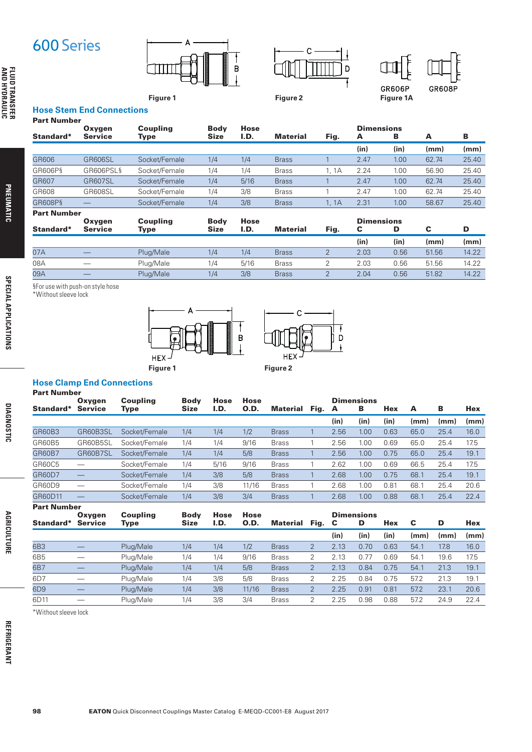# 600 Series

Figure 1

Figure 2

GR606P GR608P
Figure 1A

## Hose Stem End Connections

| Part Number | | | | | | | Dimensions | | | |
|---|---|---|---|---|---|---|---|---|---|---|
| Standard* | Oxygen Service | Coupling Type | Body Size | Hose I.D. | Material | Fig. | A | B | A | B |
| | | | | | | | (in) | (in) | (mm) | (mm) |
| GR606 | GR606SL | Socket/Female | 1/4 | 1/4 | Brass | 1 | 2.47 | 1.00 | 62.74 | 25.40 |
| GR606P§ | GR606PSL§ | Socket/Female | 1/4 | 1/4 | Brass | 1, 1A | 2.24 | 1.00 | 56.90 | 25.40 |
| GR607 | GR607SL | Socket/Female | 1/4 | 5/16 | Brass | 1 | 2.47 | 1.00 | 62.74 | 25.40 |
| GR608 | GR608SL | Socket/Female | 1/4 | 3/8 | Brass | 1 | 2.47 | 1.00 | 62.74 | 25.40 |
| GR608P§ | — | Socket/Female | 1/4 | 3/8 | Brass | 1, 1A | 2.31 | 1.00 | 58.67 | 25.40 |

| Part Number | | | | | | | Dimensions | | | |
|---|---|---|---|---|---|---|---|---|---|---|
| Standard* | Oxygen Service | Coupling Type | Body Size | Hose I.D. | Material | Fig. | C | D | C | D |
| | | | | | | | (in) | (in) | (mm) | (mm) |
| 07A | — | Plug/Male | 1/4 | 1/4 | Brass | 2 | 2.03 | 0.56 | 51.56 | 14.22 |
| 08A | — | Plug/Male | 1/4 | 5/16 | Brass | 2 | 2.03 | 0.56 | 51.56 | 14.22 |
| 09A | — | Plug/Male | 1/4 | 3/8 | Brass | 2 | 2.04 | 0.56 | 51.82 | 14.22 |

§For use with push-on style hose
*Without sleeve lock

Figure 1

Figure 2

## Hose Clamp End Connections

| Part Number | | | | | | | | Dimensions | | | | | |
|---|---|---|---|---|---|---|---|---|---|---|---|---|---|
| Standard* | Oxygen Service | Coupling Type | Body Size | Hose I.D. | Hose O.D. | Material | Fig. | A | B | Hex | A | B | Hex |
| | | | | | | | | (in) | (in) | (in) | (mm) | (mm) | (mm) |
| GR60B3 | GR60B3SL | Socket/Female | 1/4 | 1/4 | 1/2 | Brass | 1 | 2.56 | 1.00 | 0.63 | 65.0 | 25.4 | 16.0 |
| GR60B5 | GR60B5SL | Socket/Female | 1/4 | 1/4 | 9/16 | Brass | 1 | 2.56 | 1.00 | 0.69 | 65.0 | 25.4 | 17.5 |
| GR60B7 | GR60B7SL | Socket/Female | 1/4 | 1/4 | 5/8 | Brass | 1 | 2.56 | 1.00 | 0.75 | 65.0 | 25.4 | 19.1 |
| GR60C5 | — | Socket/Female | 1/4 | 5/16 | 9/16 | Brass | 1 | 2.62 | 1.00 | 0.69 | 66.5 | 25.4 | 17.5 |
| GR60D7 | — | Socket/Female | 1/4 | 3/8 | 5/8 | Brass | 1 | 2.68 | 1.00 | 0.75 | 68.1 | 25.4 | 19.1 |
| GR60D9 | — | Socket/Female | 1/4 | 3/8 | 11/16 | Brass | 1 | 2.68 | 1.00 | 0.81 | 68.1 | 25.4 | 20.6 |
| GR60D11 | — | Socket/Female | 1/4 | 3/8 | 3/4 | Brass | 1 | 2.68 | 1.00 | 0.88 | 68.1 | 25.4 | 22.4 |

| Part Number | | | | | | | | Dimensions | | | | | |
|---|---|---|---|---|---|---|---|---|---|---|---|---|---|
| Standard* | Oxygen Service | Coupling Type | Body Size | Hose I.D. | Hose O.D. | Material | Fig. | C | D | Hex | C | D | Hex |
| | | | | | | | | (in) | (in) | (in) | (mm) | (mm) | (mm) |
| 6B3 | — | Plug/Male | 1/4 | 1/4 | 1/2 | Brass | 2 | 2.13 | 0.70 | 0.63 | 54.1 | 17.8 | 16.0 |
| 6B5 | — | Plug/Male | 1/4 | 1/4 | 9/16 | Brass | 2 | 2.13 | 0.77 | 0.69 | 54.1 | 19.6 | 17.5 |
| 6B7 | — | Plug/Male | 1/4 | 1/4 | 5/8 | Brass | 2 | 2.13 | 0.84 | 0.75 | 54.1 | 21.3 | 19.1 |
| 6D7 | — | Plug/Male | 1/4 | 3/8 | 5/8 | Brass | 2 | 2.25 | 0.84 | 0.75 | 57.2 | 21.3 | 19.1 |
| 6D9 | — | Plug/Male | 1/4 | 3/8 | 11/16 | Brass | 2 | 2.25 | 0.91 | 0.81 | 57.2 | 23.1 | 20.6 |
| 6D11 | — | Plug/Male | 1/4 | 3/8 | 3/4 | Brass | 2 | 2.25 | 0.98 | 0.88 | 57.2 | 24.9 | 22.4 |

*Without sleeve lock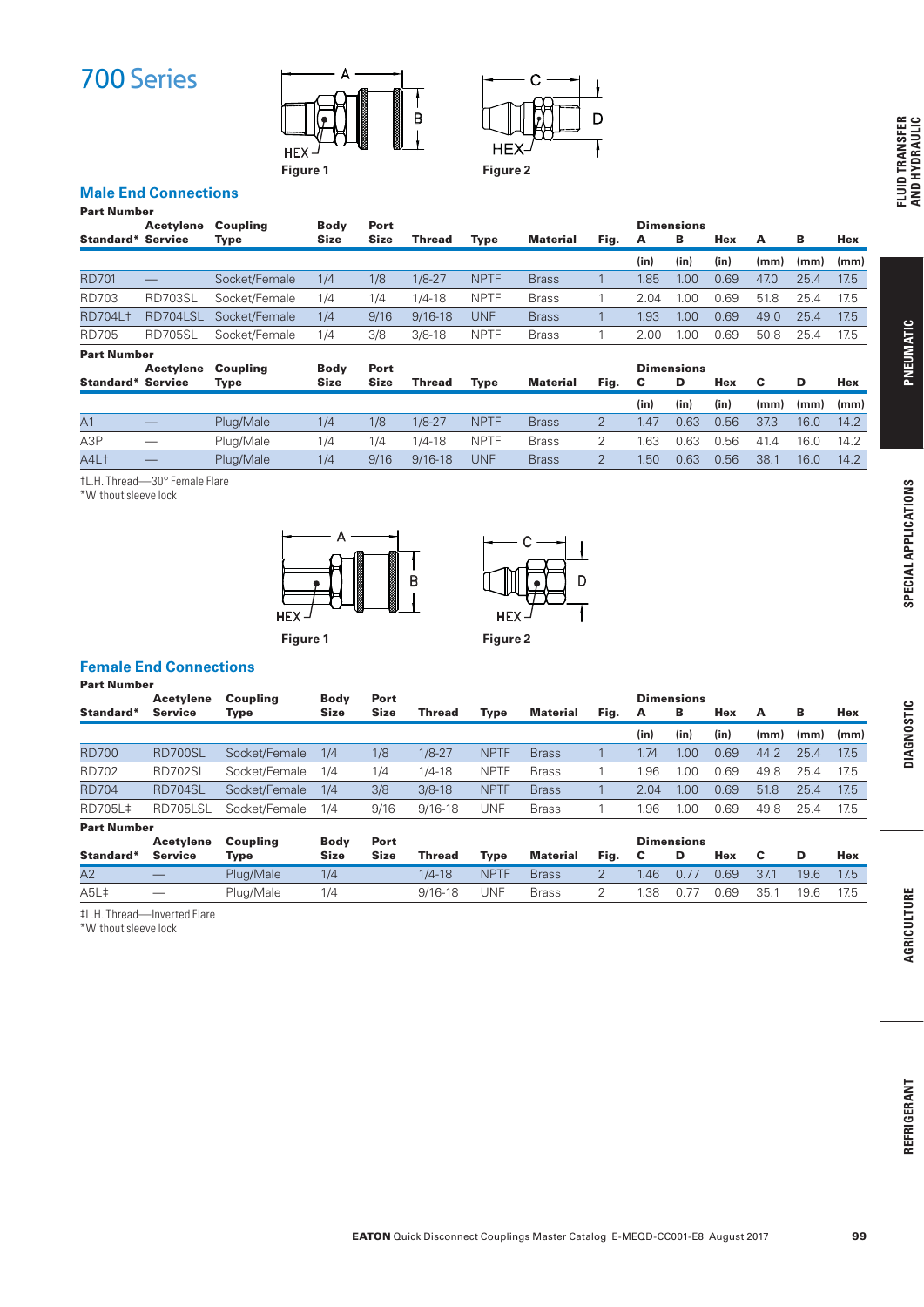# 700 Series

Figure 1

Figure 2

## Male End Connections

| Part Number | | | | | | | | | Dimensions | | | | | |
|---|---|---|---|---|---|---|---|---|---|---|---|---|---|---|
| Standard* | Acetylene Service | Coupling Type | Body Size | Port Size | Thread | Type | Material | Fig. | A | B | Hex | A | B | Hex |
| | | | | | | | | | (in) | (in) | (in) | (mm) | (mm) | (mm) |
| RD701 | — | Socket/Female | 1/4 | 1/8 | 1/8-27 | NPTF | Brass | 1 | 1.85 | 1.00 | 0.69 | 47.0 | 25.4 | 17.5 |
| RD703 | RD703SL | Socket/Female | 1/4 | 1/4 | 1/4-18 | NPTF | Brass | 1 | 2.04 | 1.00 | 0.69 | 51.8 | 25.4 | 17.5 |
| RD704L† | RD704LSL | Socket/Female | 1/4 | 9/16 | 9/16-18 | UNF | Brass | 1 | 1.93 | 1.00 | 0.69 | 49.0 | 25.4 | 17.5 |
| RD705 | RD705SL | Socket/Female | 1/4 | 3/8 | 3/8-18 | NPTF | Brass | 1 | 2.00 | 1.00 | 0.69 | 50.8 | 25.4 | 17.5 |

| Part Number | | | | | | | | | Dimensions | | | | | |
|---|---|---|---|---|---|---|---|---|---|---|---|---|---|---|
| Standard* | Acetylene Service | Coupling Type | Body Size | Port Size | Thread | Type | Material | Fig. | C | D | Hex | C | D | Hex |
| | | | | | | | | | (in) | (in) | (in) | (mm) | (mm) | (mm) |
| A1 | — | Plug/Male | 1/4 | 1/8 | 1/8-27 | NPTF | Brass | 2 | 1.47 | 0.63 | 0.56 | 37.3 | 16.0 | 14.2 |
| A3P | — | Plug/Male | 1/4 | 1/4 | 1/4-18 | NPTF | Brass | 2 | 1.63 | 0.63 | 0.56 | 41.4 | 16.0 | 14.2 |
| A4L† | — | Plug/Male | 1/4 | 9/16 | 9/16-18 | UNF | Brass | 2 | 1.50 | 0.63 | 0.56 | 38.1 | 16.0 | 14.2 |

†L.H. Thread—30° Female Flare
*Without sleeve lock

Figure 1

Figure 2

## Female End Connections

| Part Number | | | | | | | | | Dimensions | | | | | |
|---|---|---|---|---|---|---|---|---|---|---|---|---|---|---|
| Standard* | Acetylene Service | Coupling Type | Body Size | Port Size | Thread | Type | Material | Fig. | A | B | Hex | A | B | Hex |
| | | | | | | | | | (in) | (in) | (in) | (mm) | (mm) | (mm) |
| RD700 | RD700SL | Socket/Female | 1/4 | 1/8 | 1/8-27 | NPTF | Brass | 1 | 1.74 | 1.00 | 0.69 | 44.2 | 25.4 | 17.5 |
| RD702 | RD702SL | Socket/Female | 1/4 | 1/4 | 1/4-18 | NPTF | Brass | 1 | 1.96 | 1.00 | 0.69 | 49.8 | 25.4 | 17.5 |
| RD704 | RD704SL | Socket/Female | 1/4 | 3/8 | 3/8-18 | NPTF | Brass | 1 | 2.04 | 1.00 | 0.69 | 51.8 | 25.4 | 17.5 |
| RD705L‡ | RD705LSL | Socket/Female | 1/4 | 9/16 | 9/16-18 | UNF | Brass | 1 | 1.96 | 1.00 | 0.69 | 49.8 | 25.4 | 17.5 |

| Part Number | | | | | | | | | Dimensions | | | | | |
|---|---|---|---|---|---|---|---|---|---|---|---|---|---|---|
| Standard* | Acetylene Service | Coupling Type | Body Size | Port Size | Thread | Type | Material | Fig. | C | D | Hex | C | D | Hex |
| A2 | — | Plug/Male | 1/4 | | 1/4-18 | NPTF | Brass | 2 | 1.46 | 0.77 | 0.69 | 37.1 | 19.6 | 17.5 |
| A5L‡ | — | Plug/Male | 1/4 | | 9/16-18 | UNF | Brass | 2 | 1.38 | 0.77 | 0.69 | 35.1 | 19.6 | 17.5 |

‡L.H. Thread—Inverted Flare
*Without sleeve lock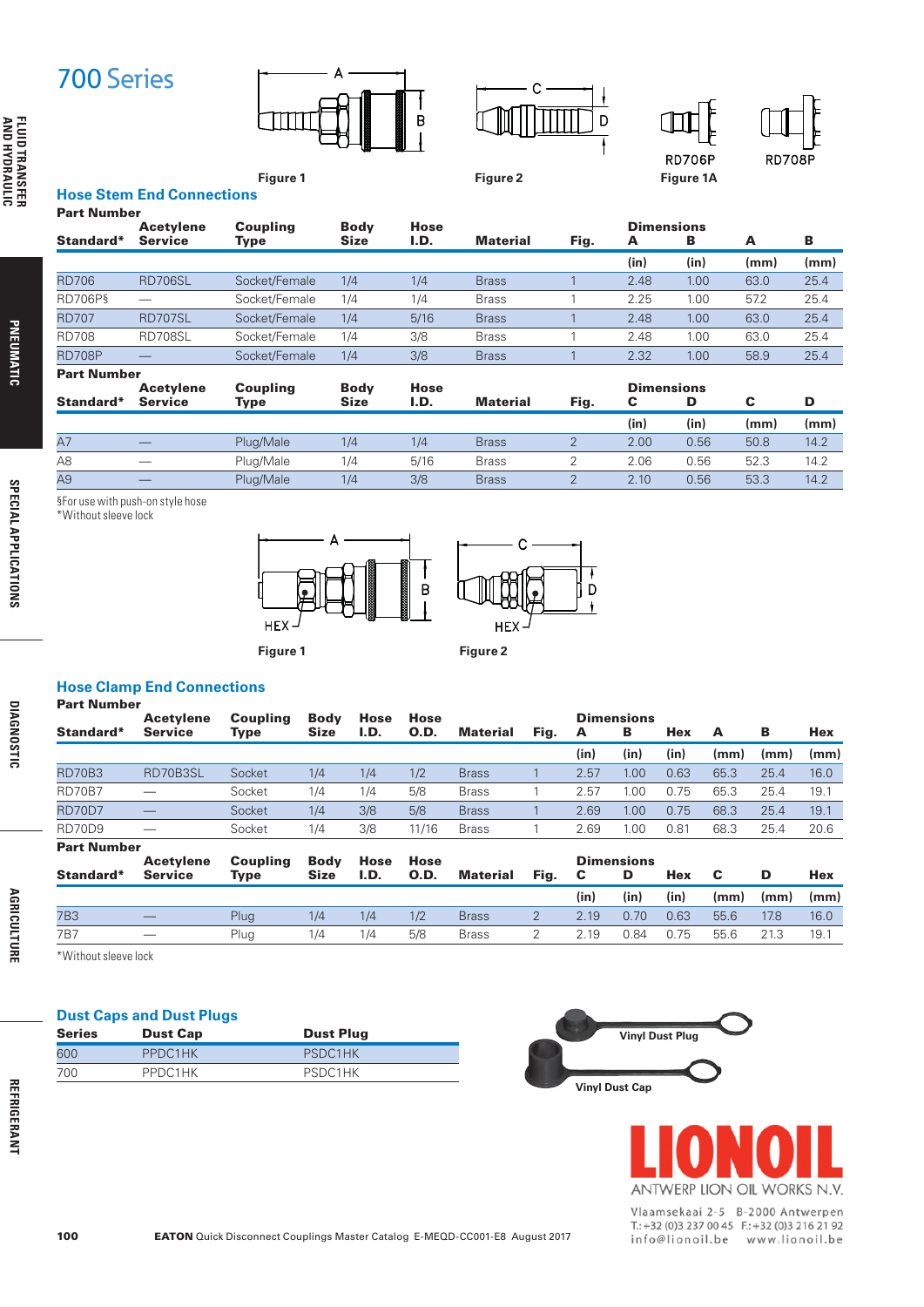# 700 Series

A
B

Figure 1

C
D

Figure 2

RD706P RD708P

Figure 1A

## Hose Stem End Connections

| Part Number Standard* | Acetylene Service | Coupling Type | Body Size | Hose I.D. | Material | Fig. | Dimensions A | B | A | B |
|---|---|---|---|---|---|---|---|---|---|---|
| | | | | | | | (in) | (in) | (mm) | (mm) |
| RD706 | RD706SL | Socket/Female | 1/4 | 1/4 | Brass | 1 | 2.48 | 1.00 | 63.0 | 25.4 |
| RD706P§ | — | Socket/Female | 1/4 | 1/4 | Brass | 1 | 2.25 | 1.00 | 57.2 | 25.4 |
| RD707 | RD707SL | Socket/Female | 1/4 | 5/16 | Brass | 1 | 2.48 | 1.00 | 63.0 | 25.4 |
| RD708 | RD708SL | Socket/Female | 1/4 | 3/8 | Brass | 1 | 2.48 | 1.00 | 63.0 | 25.4 |
| RD708P | — | Socket/Female | 1/4 | 3/8 | Brass | 1 | 2.32 | 1.00 | 58.9 | 25.4 |

| Part Number Standard* | Acetylene Service | Coupling Type | Body Size | Hose I.D. | Material | Fig. | Dimensions C | D | C | D |
|---|---|---|---|---|---|---|---|---|---|---|
| | | | | | | | (in) | (in) | (mm) | (mm) |
| A7 | — | Plug/Male | 1/4 | 1/4 | Brass | 2 | 2.00 | 0.56 | 50.8 | 14.2 |
| A8 | — | Plug/Male | 1/4 | 5/16 | Brass | 2 | 2.06 | 0.56 | 52.3 | 14.2 |
| A9 | — | Plug/Male | 1/4 | 3/8 | Brass | 2 | 2.10 | 0.56 | 53.3 | 14.2 |

§For use with push-on style hose
*Without sleeve lock

A
B
HEX

Figure 1

C
D
HEX

Figure 2

## Hose Clamp End Connections

| Part Number Standard* | Acetylene Service | Coupling Type | Body Size | Hose I.D. | Hose O.D. | Material | Fig. | Dimensions A | B | Hex | A | B | Hex |
|---|---|---|---|---|---|---|---|---|---|---|---|---|---|
| | | | | | | | | (in) | (in) | (in) | (mm) | (mm) | (mm) |
| RD70B3 | RD70B3SL | Socket | 1/4 | 1/4 | 1/2 | Brass | 1 | 2.57 | 1.00 | 0.63 | 65.3 | 25.4 | 16.0 |
| RD70B7 | — | Socket | 1/4 | 1/4 | 5/8 | Brass | 1 | 2.57 | 1.00 | 0.75 | 65.3 | 25.4 | 19.1 |
| RD70D7 | — | Socket | 1/4 | 3/8 | 5/8 | Brass | 1 | 2.69 | 1.00 | 0.75 | 68.3 | 25.4 | 19.1 |
| RD70D9 | — | Socket | 1/4 | 3/8 | 11/16 | Brass | 1 | 2.69 | 1.00 | 0.81 | 68.3 | 25.4 | 20.6 |

| Part Number Standard* | Acetylene Service | Coupling Type | Body Size | Hose I.D. | Hose O.D. | Material | Fig. | Dimensions C | D | Hex | C | D | Hex |
|---|---|---|---|---|---|---|---|---|---|---|---|---|---|
| | | | | | | | | (in) | (in) | (in) | (mm) | (mm) | (mm) |
| 7B3 | — | Plug | 1/4 | 1/4 | 1/2 | Brass | 2 | 2.19 | 0.70 | 0.63 | 55.6 | 17.8 | 16.0 |
| 7B7 | — | Plug | 1/4 | 1/4 | 5/8 | Brass | 2 | 2.19 | 0.84 | 0.75 | 55.6 | 21.3 | 19.1 |

*Without sleeve lock

## Dust Caps and Dust Plugs

| Series | Dust Cap | Dust Plug |
|---|---|---|
| 600 | PPDC1HK | PSDC1HK |
| 700 | PPDC1HK | PSDC1HK |

Vinyl Dust Plug

Vinyl Dust Cap

LIONOIL
ANTWERP LION OIL WORKS N.V.
Vlaamsekaai 2-5 B-2000 Antwerpen
T.: +32 (0)3 237 00 45 F.: +32 (0)3 216 21 92
info@lionoil.be www.lionoil.be